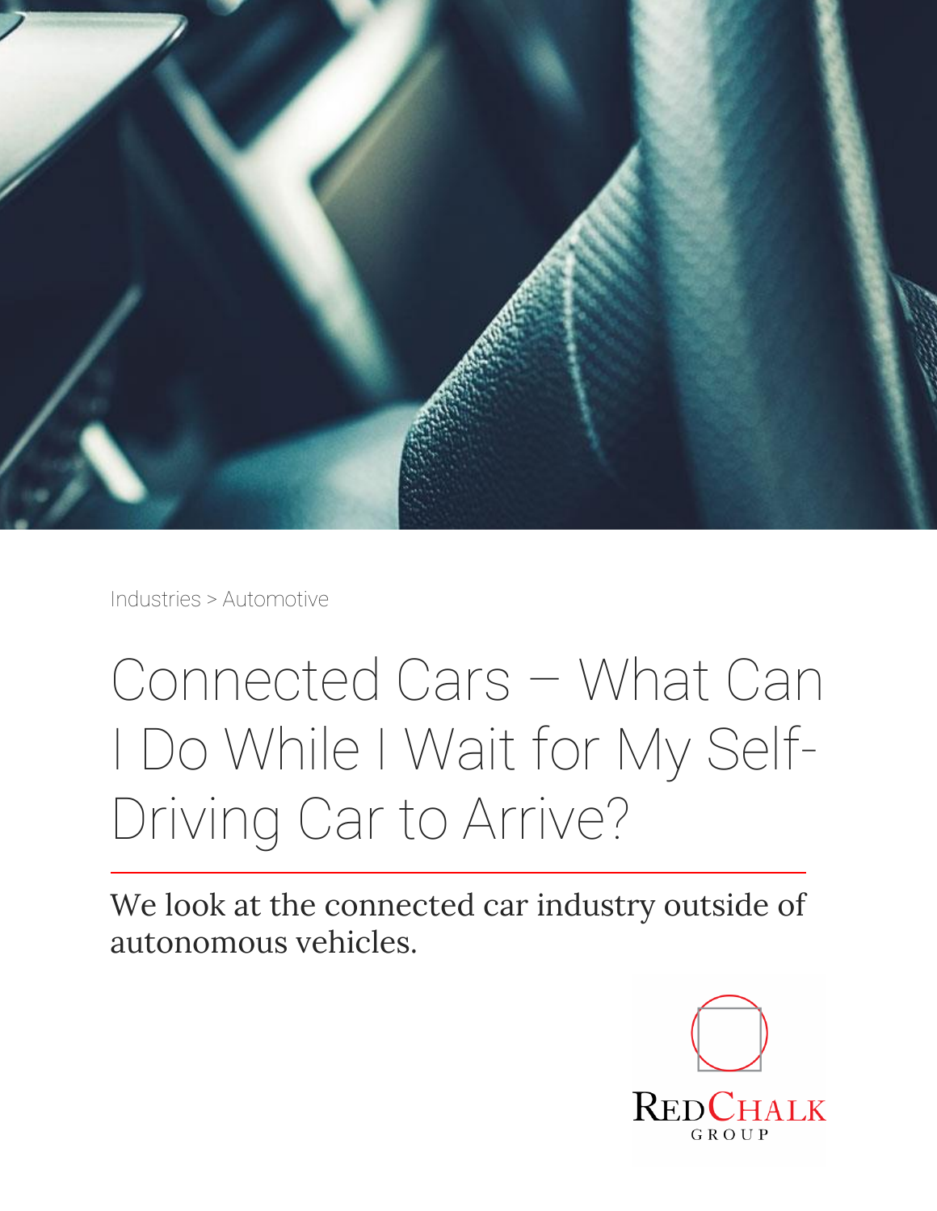Industries > Automotive

# Connected Cars – What Can I Do While I Wait for My Self-Driving Car to Arrive?

We look at the connected car industry outside of autonomous vehicles.

RedChalk Group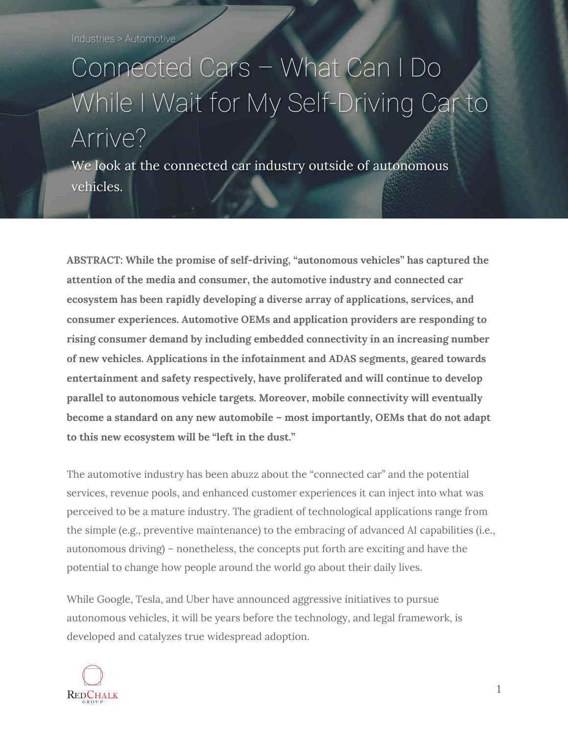Industries > Automotive

# Connected Cars – What Can I Do While I Wait for My Self-Driving Car to Arrive?

We look at the connected car industry outside of autonomous vehicles.

**ABSTRACT: While the promise of self-driving, "autonomous vehicles" has captured the attention of the media and consumer, the automotive industry and connected car ecosystem has been rapidly developing a diverse array of applications, services, and consumer experiences. Automotive OEMs and application providers are responding to rising consumer demand by including embedded connectivity in an increasing number of new vehicles. Applications in the infotainment and ADAS segments, geared towards entertainment and safety respectively, have proliferated and will continue to develop parallel to autonomous vehicle targets. Moreover, mobile connectivity will eventually become a standard on any new automobile – most importantly, OEMs that do not adapt to this new ecosystem will be "left in the dust."**

The automotive industry has been abuzz about the "connected car" and the potential services, revenue pools, and enhanced customer experiences it can inject into what was perceived to be a mature industry. The gradient of technological applications range from the simple (e.g., preventive maintenance) to the embracing of advanced AI capabilities (i.e., autonomous driving) – nonetheless, the concepts put forth are exciting and have the potential to change how people around the world go about their daily lives.

While Google, Tesla, and Uber have announced aggressive initiatives to pursue autonomous vehicles, it will be years before the technology, and legal framework, is developed and catalyzes true widespread adoption.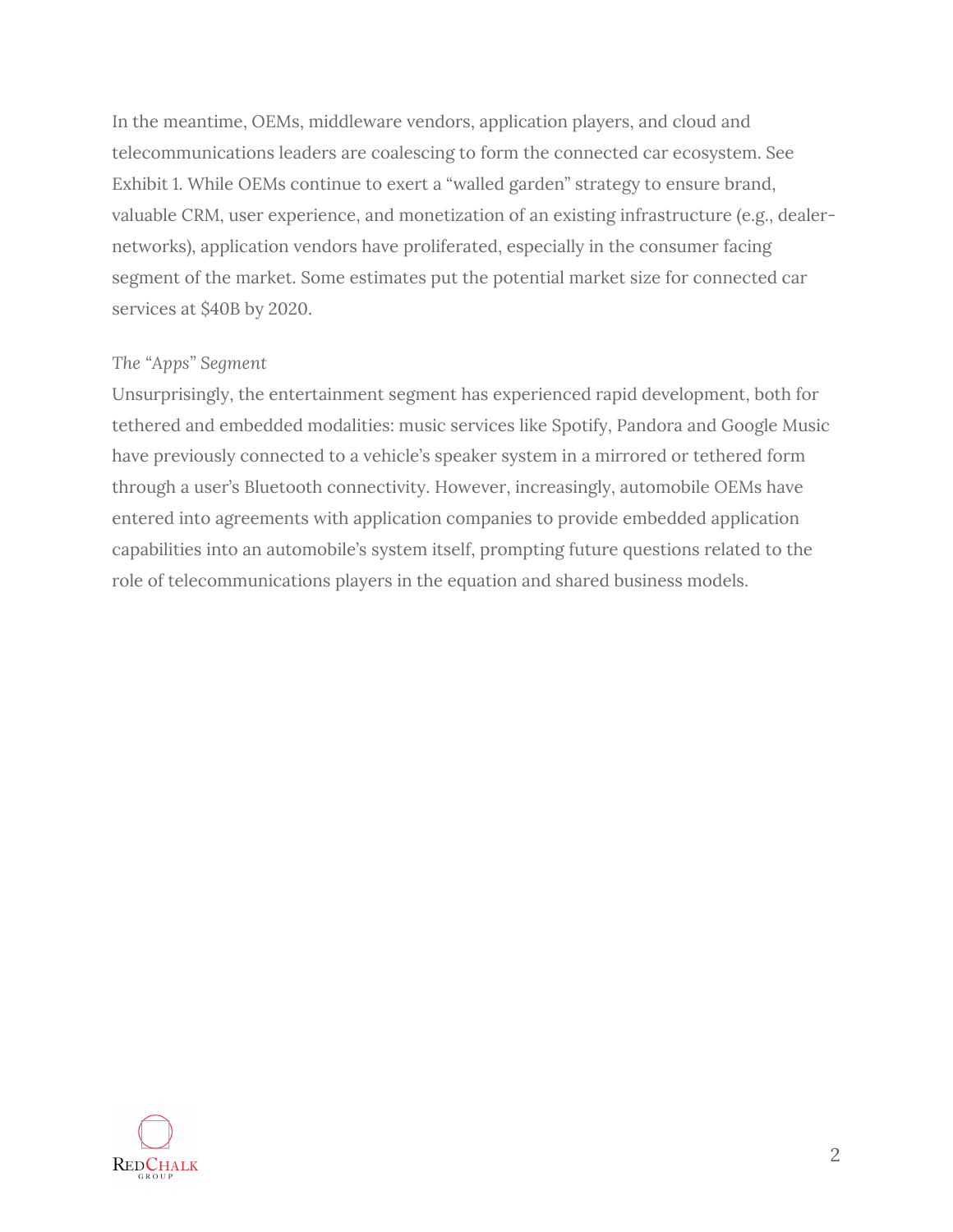In the meantime, OEMs, middleware vendors, application players, and cloud and telecommunications leaders are coalescing to form the connected car ecosystem. See Exhibit 1. While OEMs continue to exert a "walled garden" strategy to ensure brand, valuable CRM, user experience, and monetization of an existing infrastructure (e.g., dealer-networks), application vendors have proliferated, especially in the consumer facing segment of the market. Some estimates put the potential market size for connected car services at $40B by 2020.

*The "Apps" Segment*

Unsurprisingly, the entertainment segment has experienced rapid development, both for tethered and embedded modalities: music services like Spotify, Pandora and Google Music have previously connected to a vehicle's speaker system in a mirrored or tethered form through a user's Bluetooth connectivity. However, increasingly, automobile OEMs have entered into agreements with application companies to provide embedded application capabilities into an automobile's system itself, prompting future questions related to the role of telecommunications players in the equation and shared business models.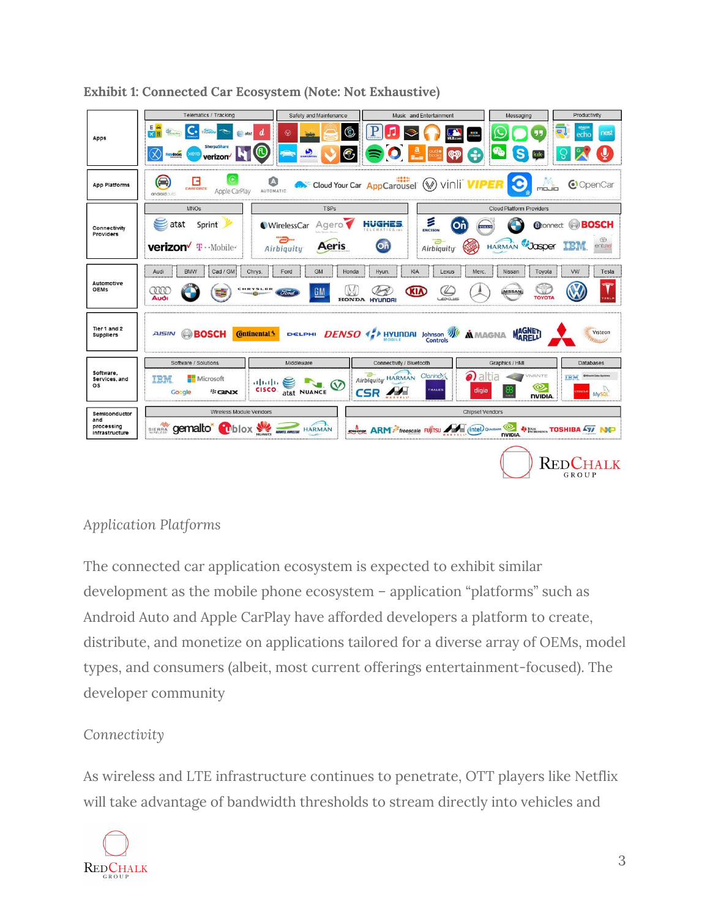**Exhibit 1: Connected Car Ecosystem (Note: Not Exhaustive)**

*Application Platforms*

The connected car application ecosystem is expected to exhibit similar development as the mobile phone ecosystem – application "platforms" such as Android Auto and Apple CarPlay have afforded developers a platform to create, distribute, and monetize on applications tailored for a diverse array of OEMs, model types, and consumers (albeit, most current offerings entertainment-focused). The developer community

*Connectivity*

As wireless and LTE infrastructure continues to penetrate, OTT players like Netflix will take advantage of bandwidth thresholds to stream directly into vehicles and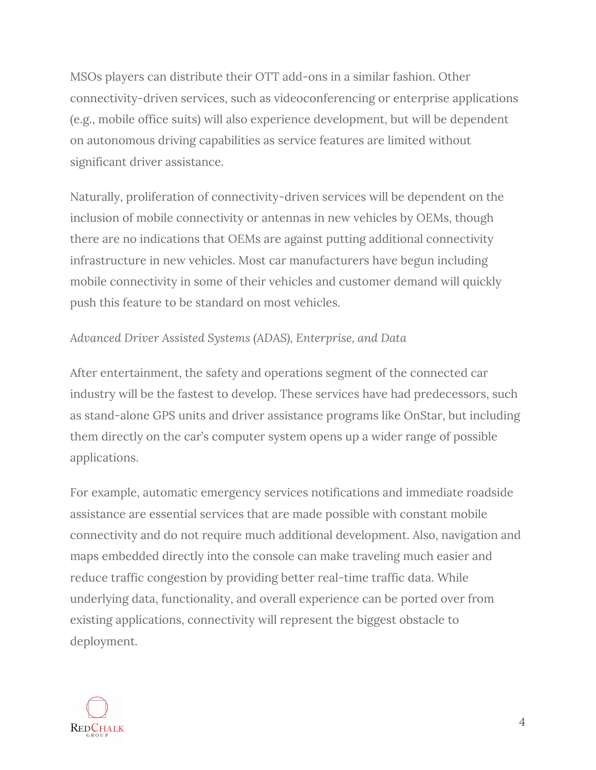MSOs players can distribute their OTT add-ons in a similar fashion. Other connectivity-driven services, such as videoconferencing or enterprise applications (e.g., mobile office suits) will also experience development, but will be dependent on autonomous driving capabilities as service features are limited without significant driver assistance.

Naturally, proliferation of connectivity-driven services will be dependent on the inclusion of mobile connectivity or antennas in new vehicles by OEMs, though there are no indications that OEMs are against putting additional connectivity infrastructure in new vehicles. Most car manufacturers have begun including mobile connectivity in some of their vehicles and customer demand will quickly push this feature to be standard on most vehicles.

*Advanced Driver Assisted Systems (ADAS), Enterprise, and Data*

After entertainment, the safety and operations segment of the connected car industry will be the fastest to develop. These services have had predecessors, such as stand-alone GPS units and driver assistance programs like OnStar, but including them directly on the car's computer system opens up a wider range of possible applications.

For example, automatic emergency services notifications and immediate roadside assistance are essential services that are made possible with constant mobile connectivity and do not require much additional development. Also, navigation and maps embedded directly into the console can make traveling much easier and reduce traffic congestion by providing better real-time traffic data. While underlying data, functionality, and overall experience can be ported over from existing applications, connectivity will represent the biggest obstacle to deployment.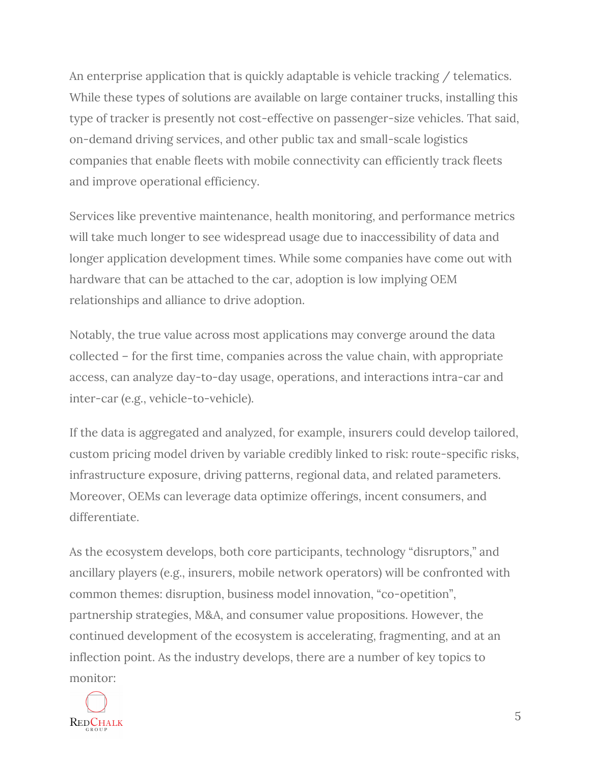An enterprise application that is quickly adaptable is vehicle tracking / telematics. While these types of solutions are available on large container trucks, installing this type of tracker is presently not cost-effective on passenger-size vehicles. That said, on-demand driving services, and other public tax and small-scale logistics companies that enable fleets with mobile connectivity can efficiently track fleets and improve operational efficiency.

Services like preventive maintenance, health monitoring, and performance metrics will take much longer to see widespread usage due to inaccessibility of data and longer application development times. While some companies have come out with hardware that can be attached to the car, adoption is low implying OEM relationships and alliance to drive adoption.

Notably, the true value across most applications may converge around the data collected – for the first time, companies across the value chain, with appropriate access, can analyze day-to-day usage, operations, and interactions intra-car and inter-car (e.g., vehicle-to-vehicle).

If the data is aggregated and analyzed, for example, insurers could develop tailored, custom pricing model driven by variable credibly linked to risk: route-specific risks, infrastructure exposure, driving patterns, regional data, and related parameters. Moreover, OEMs can leverage data optimize offerings, incent consumers, and differentiate.

As the ecosystem develops, both core participants, technology "disruptors," and ancillary players (e.g., insurers, mobile network operators) will be confronted with common themes: disruption, business model innovation, "co-opetition", partnership strategies, M&A, and consumer value propositions. However, the continued development of the ecosystem is accelerating, fragmenting, and at an inflection point. As the industry develops, there are a number of key topics to monitor: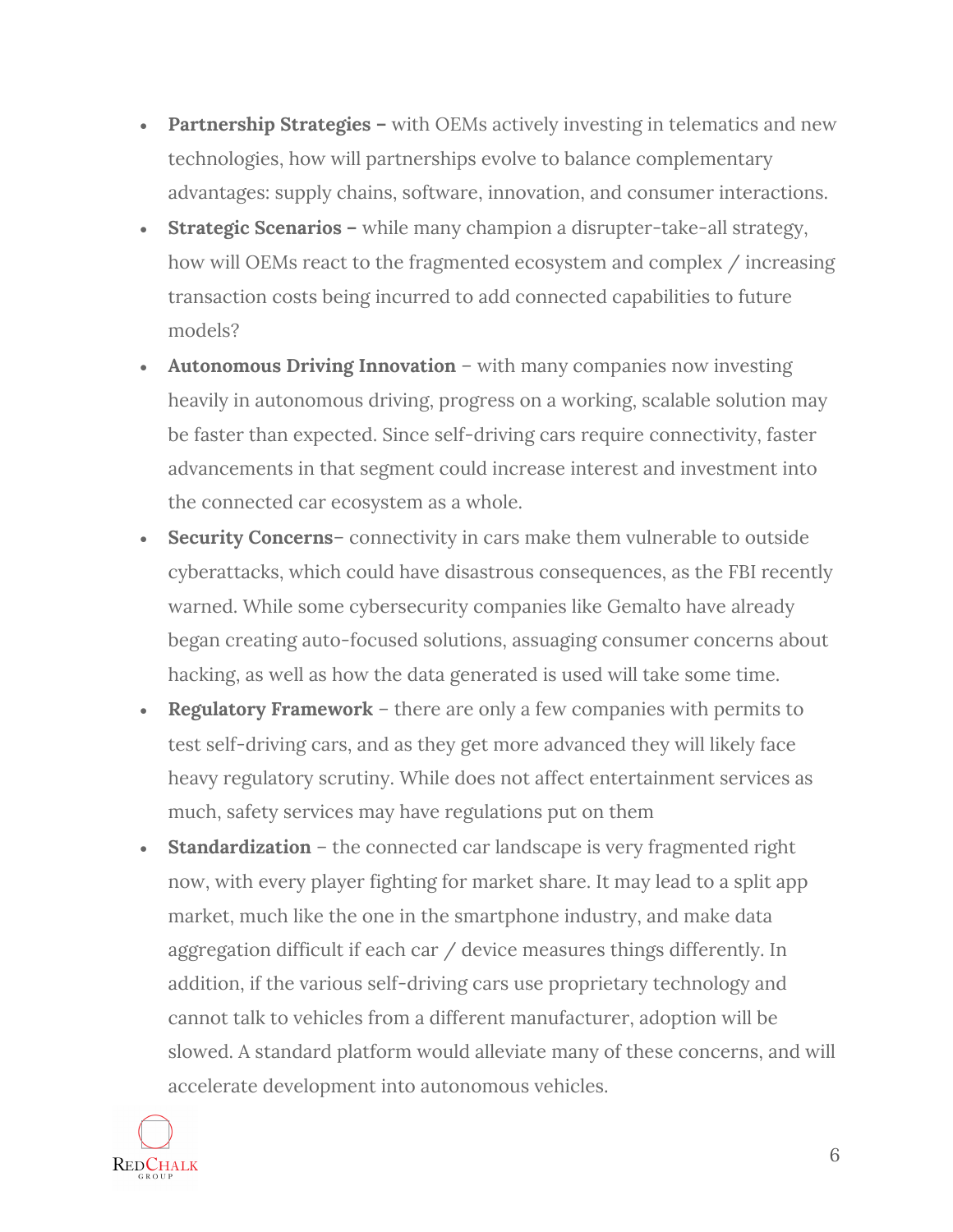- **Partnership Strategies –** with OEMs actively investing in telematics and new technologies, how will partnerships evolve to balance complementary advantages: supply chains, software, innovation, and consumer interactions.
- **Strategic Scenarios –** while many champion a disrupter-take-all strategy, how will OEMs react to the fragmented ecosystem and complex / increasing transaction costs being incurred to add connected capabilities to future models?
- **Autonomous Driving Innovation** – with many companies now investing heavily in autonomous driving, progress on a working, scalable solution may be faster than expected. Since self-driving cars require connectivity, faster advancements in that segment could increase interest and investment into the connected car ecosystem as a whole.
- **Security Concerns**– connectivity in cars make them vulnerable to outside cyberattacks, which could have disastrous consequences, as the FBI recently warned. While some cybersecurity companies like Gemalto have already began creating auto-focused solutions, assuaging consumer concerns about hacking, as well as how the data generated is used will take some time.
- **Regulatory Framework** – there are only a few companies with permits to test self-driving cars, and as they get more advanced they will likely face heavy regulatory scrutiny. While does not affect entertainment services as much, safety services may have regulations put on them
- **Standardization** – the connected car landscape is very fragmented right now, with every player fighting for market share. It may lead to a split app market, much like the one in the smartphone industry, and make data aggregation difficult if each car / device measures things differently. In addition, if the various self-driving cars use proprietary technology and cannot talk to vehicles from a different manufacturer, adoption will be slowed. A standard platform would alleviate many of these concerns, and will accelerate development into autonomous vehicles.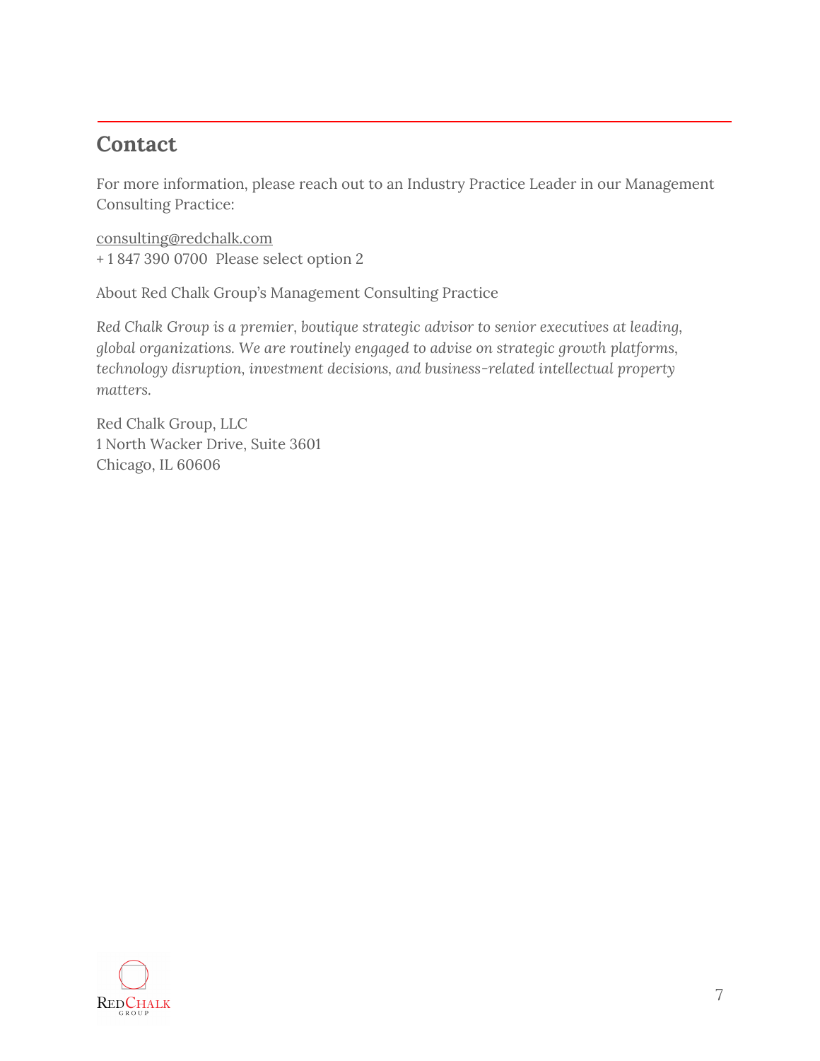## Contact

For more information, please reach out to an Industry Practice Leader in our Management Consulting Practice:

consulting@redchalk.com
+ 1 847 390 0700  Please select option 2

About Red Chalk Group's Management Consulting Practice

*Red Chalk Group is a premier, boutique strategic advisor to senior executives at leading, global organizations. We are routinely engaged to advise on strategic growth platforms, technology disruption, investment decisions, and business-related intellectual property matters.*

Red Chalk Group, LLC
1 North Wacker Drive, Suite 3601
Chicago, IL 60606